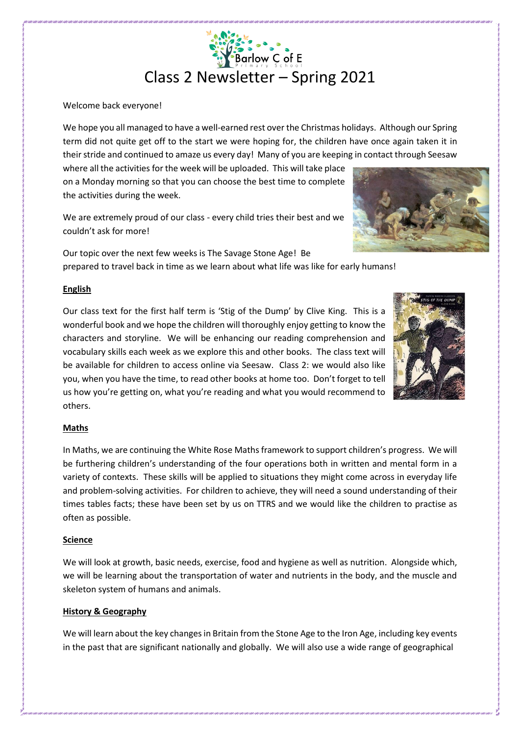Barlow C of E Primary School

# Class 2 Newsletter – Spring 2021

Welcome back everyone!

We hope you all managed to have a well-earned rest over the Christmas holidays. Although our Spring term did not quite get off to the start we were hoping for, the children have once again taken it in their stride and continued to amaze us every day! Many of you are keeping in contact through Seesaw where all the activities for the week will be uploaded. This will take place on a Monday morning so that you can choose the best time to complete the activities during the week.

We are extremely proud of our class - every child tries their best and we couldn't ask for more!

Our topic over the next few weeks is The Savage Stone Age! Be prepared to travel back in time as we learn about what life was like for early humans!

## English

Our class text for the first half term is 'Stig of the Dump' by Clive King. This is a wonderful book and we hope the children will thoroughly enjoy getting to know the characters and storyline. We will be enhancing our reading comprehension and vocabulary skills each week as we explore this and other books. The class text will be available for children to access online via Seesaw. Class 2: we would also like you, when you have the time, to read other books at home too. Don't forget to tell us how you're getting on, what you're reading and what you would recommend to others.

## Maths

In Maths, we are continuing the White Rose Maths framework to support children's progress. We will be furthering children's understanding of the four operations both in written and mental form in a variety of contexts. These skills will be applied to situations they might come across in everyday life and problem-solving activities. For children to achieve, they will need a sound understanding of their times tables facts; these have been set by us on TTRS and we would like the children to practise as often as possible.

## Science

We will look at growth, basic needs, exercise, food and hygiene as well as nutrition. Alongside which, we will be learning about the transportation of water and nutrients in the body, and the muscle and skeleton system of humans and animals.

## History & Geography

We will learn about the key changes in Britain from the Stone Age to the Iron Age, including key events in the past that are significant nationally and globally. We will also use a wide range of geographical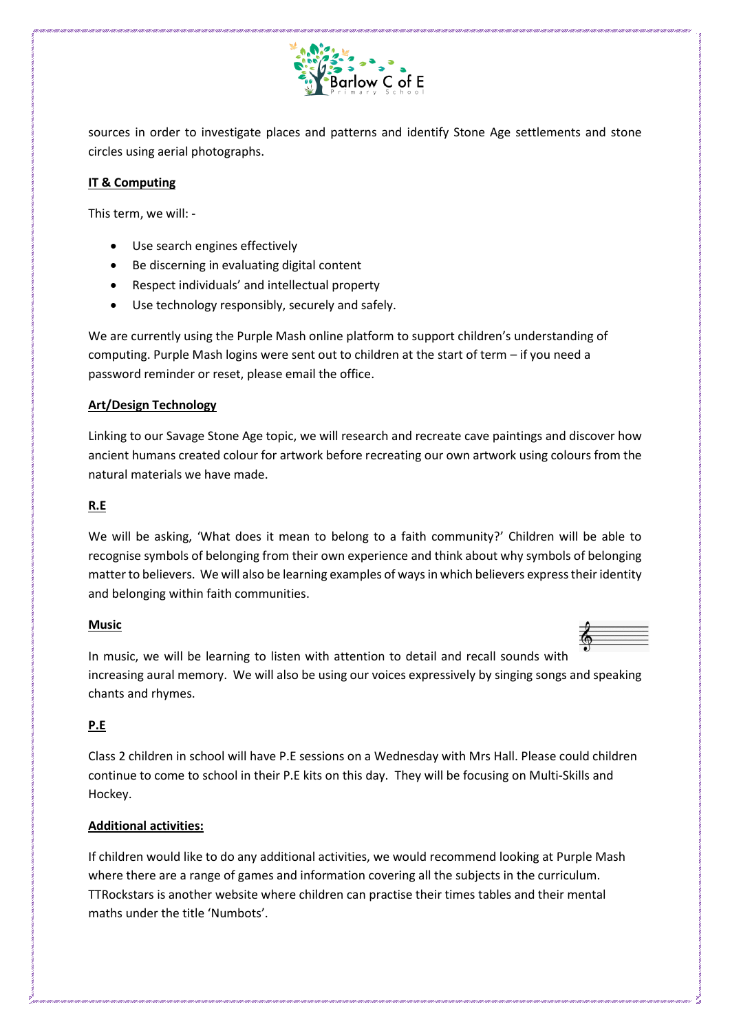sources in order to investigate places and patterns and identify Stone Age settlements and stone circles using aerial photographs.

**IT & Computing**

This term, we will: -

- Use search engines effectively
- Be discerning in evaluating digital content
- Respect individuals' and intellectual property
- Use technology responsibly, securely and safely.

We are currently using the Purple Mash online platform to support children's understanding of computing. Purple Mash logins were sent out to children at the start of term – if you need a password reminder or reset, please email the office.

**Art/Design Technology**

Linking to our Savage Stone Age topic, we will research and recreate cave paintings and discover how ancient humans created colour for artwork before recreating our own artwork using colours from the natural materials we have made.

**R.E**

We will be asking, 'What does it mean to belong to a faith community?' Children will be able to recognise symbols of belonging from their own experience and think about why symbols of belonging matter to believers. We will also be learning examples of ways in which believers express their identity and belonging within faith communities.

**Music**

In music, we will be learning to listen with attention to detail and recall sounds with increasing aural memory. We will also be using our voices expressively by singing songs and speaking chants and rhymes.

**P.E**

Class 2 children in school will have P.E sessions on a Wednesday with Mrs Hall. Please could children continue to come to school in their P.E kits on this day. They will be focusing on Multi-Skills and Hockey.

**Additional activities:**

If children would like to do any additional activities, we would recommend looking at Purple Mash where there are a range of games and information covering all the subjects in the curriculum. TTRockstars is another website where children can practise their times tables and their mental maths under the title 'Numbots'.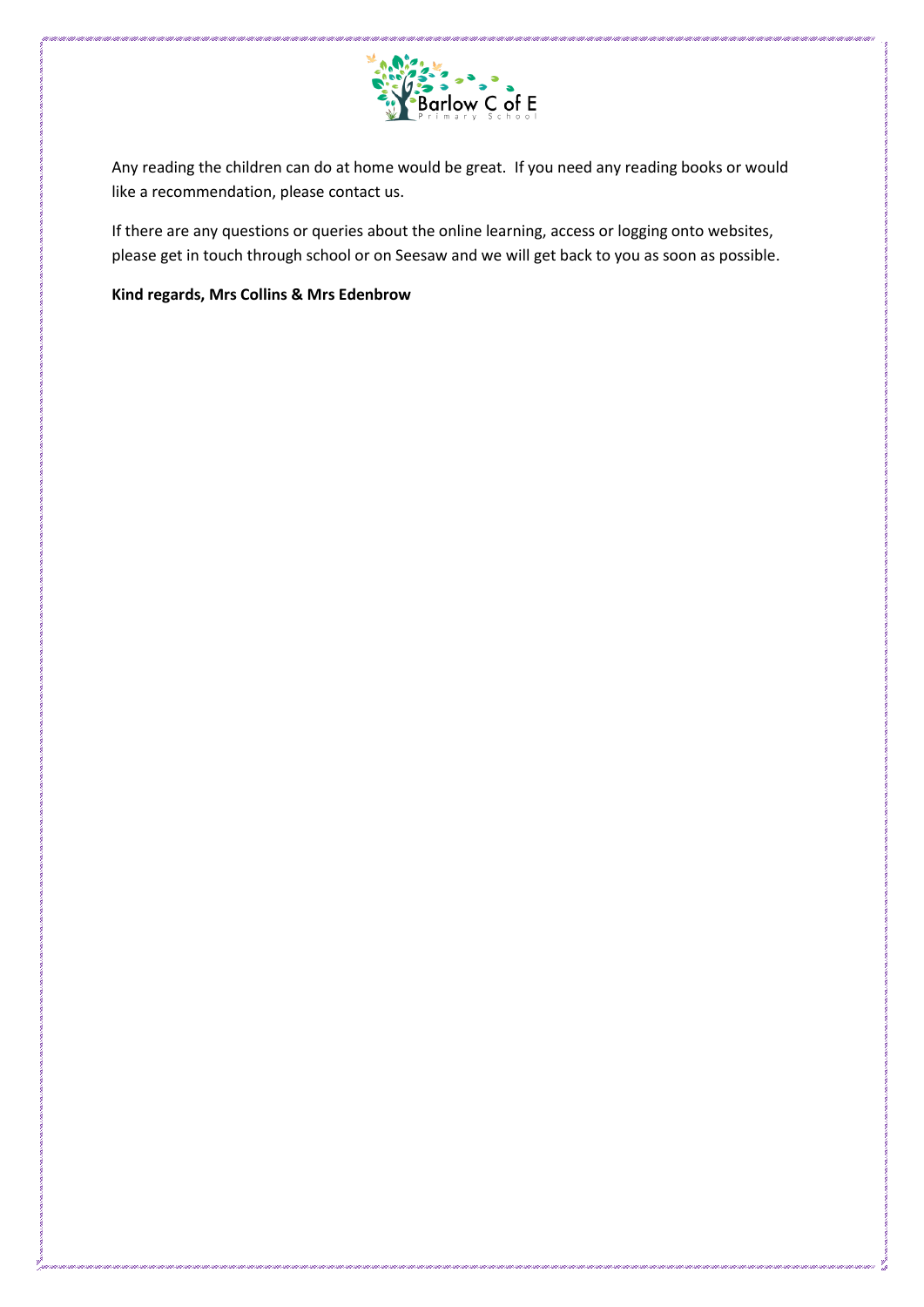Any reading the children can do at home would be great. If you need any reading books or would like a recommendation, please contact us.

If there are any questions or queries about the online learning, access or logging onto websites, please get in touch through school or on Seesaw and we will get back to you as soon as possible.

**Kind regards, Mrs Collins & Mrs Edenbrow**